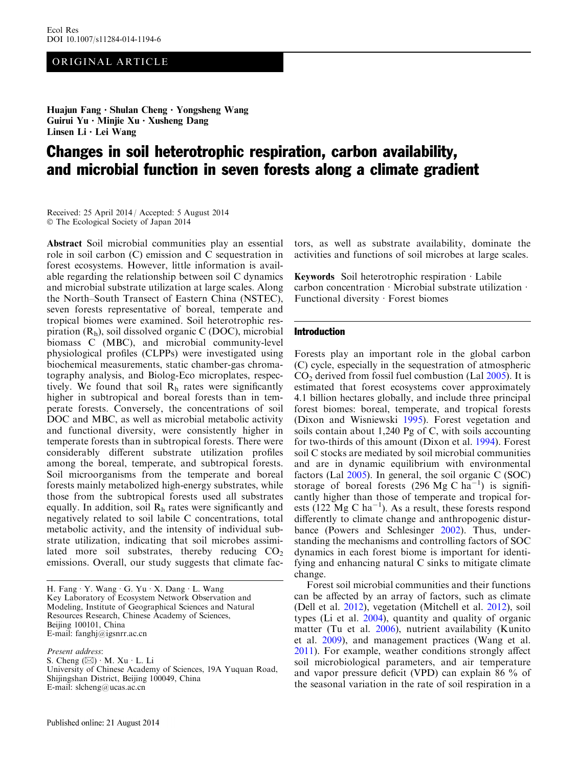Ecol Res
DOI 10.1007/s11284-014-1194-6

ORIGINAL ARTICLE

**Huajun Fang · Shulan Cheng · Yongsheng Wang · Guirui Yu · Minjie Xu · Xusheng Dang · Linsen Li · Lei Wang**

# Changes in soil heterotrophic respiration, carbon availability, and microbial function in seven forests along a climate gradient

Received: 25 April 2014 / Accepted: 5 August 2014
© The Ecological Society of Japan 2014

**Abstract** Soil microbial communities play an essential role in soil carbon (C) emission and C sequestration in forest ecosystems. However, little information is available regarding the relationship between soil C dynamics and microbial substrate utilization at large scales. Along the North–South Transect of Eastern China (NSTEC), seven forests representative of boreal, temperate and tropical biomes were examined. Soil heterotrophic respiration ($R_h$), soil dissolved organic C (DOC), microbial biomass C (MBC), and microbial community-level physiological profiles (CLPPs) were investigated using biochemical measurements, static chamber-gas chromatography analysis, and Biolog-Eco microplates, respectively. We found that soil $R_h$ rates were significantly higher in subtropical and boreal forests than in temperate forests. Conversely, the concentrations of soil DOC and MBC, as well as microbial metabolic activity and functional diversity, were consistently higher in temperate forests than in subtropical forests. There were considerably different substrate utilization profiles among the boreal, temperate, and subtropical forests. Soil microorganisms from the temperate and boreal forests mainly metabolized high-energy substrates, while those from the subtropical forests used all substrates equally. In addition, soil $R_h$ rates were significantly and negatively related to soil labile C concentrations, total metabolic activity, and the intensity of individual substrate utilization, indicating that soil microbes assimilated more soil substrates, thereby reducing $CO_2$ emissions. Overall, our study suggests that climate factors, as well as substrate availability, dominate the activities and functions of soil microbes at large scales.

**Keywords** Soil heterotrophic respiration · Labile carbon concentration · Microbial substrate utilization · Functional diversity · Forest biomes

H. Fang · Y. Wang · G. Yu · X. Dang · L. Wang
Key Laboratory of Ecosystem Network Observation and Modeling, Institute of Geographical Sciences and Natural Resources Research, Chinese Academy of Sciences, Beijing 100101, China
E-mail: fanghj@igsnrr.ac.cn

*Present address*:
S. Cheng (✉) · M. Xu · L. Li
University of Chinese Academy of Sciences, 19A Yuquan Road, Shijingshan District, Beijing 100049, China
E-mail: slcheng@ucas.ac.cn

Published online: 21 August 2014

## Introduction

Forests play an important role in the global carbon (C) cycle, especially in the sequestration of atmospheric $CO_2$ derived from fossil fuel combustion (Lal 2005). It is estimated that forest ecosystems cover approximately 4.1 billion hectares globally, and include three principal forest biomes: boreal, temperate, and tropical forests (Dixon and Wisniewski 1995). Forest vegetation and soils contain about 1,240 Pg of C, with soils accounting for two-thirds of this amount (Dixon et al. 1994). Forest soil C stocks are mediated by soil microbial communities and are in dynamic equilibrium with environmental factors (Lal 2005). In general, the soil organic C (SOC) storage of boreal forests (296 Mg C $ha^{-1}$) is significantly higher than those of temperate and tropical forests (122 Mg C $ha^{-1}$). As a result, these forests respond differently to climate change and anthropogenic disturbance (Powers and Schlesinger 2002). Thus, understanding the mechanisms and controlling factors of SOC dynamics in each forest biome is important for identifying and enhancing natural C sinks to mitigate climate change.

Forest soil microbial communities and their functions can be affected by an array of factors, such as climate (Dell et al. 2012), vegetation (Mitchell et al. 2012), soil types (Li et al. 2004), quantity and quality of organic matter (Tu et al. 2006), nutrient availability (Kunito et al. 2009), and management practices (Wang et al. 2011). For example, weather conditions strongly affect soil microbiological parameters, and air temperature and vapor pressure deficit (VPD) can explain 86 % of the seasonal variation in the rate of soil respiration in a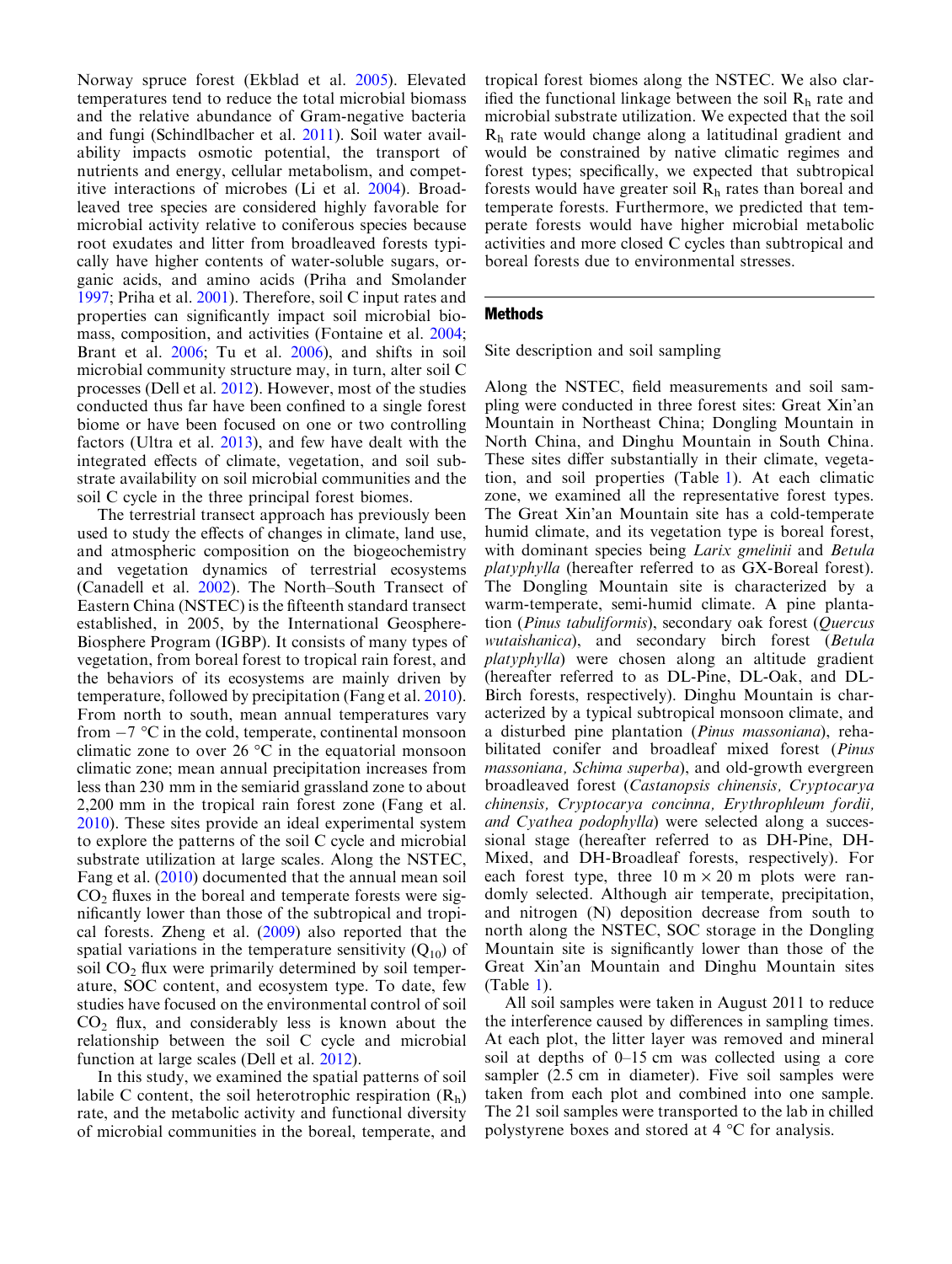Norway spruce forest (Ekblad et al. 2005). Elevated temperatures tend to reduce the total microbial biomass and the relative abundance of Gram-negative bacteria and fungi (Schindlbacher et al. 2011). Soil water availability impacts osmotic potential, the transport of nutrients and energy, cellular metabolism, and competitive interactions of microbes (Li et al. 2004). Broadleaved tree species are considered highly favorable for microbial activity relative to coniferous species because root exudates and litter from broadleaved forests typically have higher contents of water-soluble sugars, organic acids, and amino acids (Priha and Smolander 1997; Priha et al. 2001). Therefore, soil C input rates and properties can significantly impact soil microbial biomass, composition, and activities (Fontaine et al. 2004; Brant et al. 2006; Tu et al. 2006), and shifts in soil microbial community structure may, in turn, alter soil C processes (Dell et al. 2012). However, most of the studies conducted thus far have been confined to a single forest biome or have been focused on one or two controlling factors (Ultra et al. 2013), and few have dealt with the integrated effects of climate, vegetation, and soil substrate availability on soil microbial communities and the soil C cycle in the three principal forest biomes.

The terrestrial transect approach has previously been used to study the effects of changes in climate, land use, and atmospheric composition on the biogeochemistry and vegetation dynamics of terrestrial ecosystems (Canadell et al. 2002). The North–South Transect of Eastern China (NSTEC) is the fifteenth standard transect established, in 2005, by the International Geosphere-Biosphere Program (IGBP). It consists of many types of vegetation, from boreal forest to tropical rain forest, and the behaviors of its ecosystems are mainly driven by temperature, followed by precipitation (Fang et al. 2010). From north to south, mean annual temperatures vary from −7 °C in the cold, temperate, continental monsoon climatic zone to over 26 °C in the equatorial monsoon climatic zone; mean annual precipitation increases from less than 230 mm in the semiarid grassland zone to about 2,200 mm in the tropical rain forest zone (Fang et al. 2010). These sites provide an ideal experimental system to explore the patterns of the soil C cycle and microbial substrate utilization at large scales. Along the NSTEC, Fang et al. (2010) documented that the annual mean soil $CO_2$ fluxes in the boreal and temperate forests were significantly lower than those of the subtropical and tropical forests. Zheng et al. (2009) also reported that the spatial variations in the temperature sensitivity ($Q_{10}$) of soil $CO_2$ flux were primarily determined by soil temperature, SOC content, and ecosystem type. To date, few studies have focused on the environmental control of soil $CO_2$ flux, and considerably less is known about the relationship between the soil C cycle and microbial function at large scales (Dell et al. 2012).

In this study, we examined the spatial patterns of soil labile C content, the soil heterotrophic respiration ($R_h$) rate, and the metabolic activity and functional diversity of microbial communities in the boreal, temperate, and tropical forest biomes along the NSTEC. We also clarified the functional linkage between the soil $R_h$ rate and microbial substrate utilization. We expected that the soil $R_h$ rate would change along a latitudinal gradient and would be constrained by native climatic regimes and forest types; specifically, we expected that subtropical forests would have greater soil $R_h$ rates than boreal and temperate forests. Furthermore, we predicted that temperate forests would have higher microbial metabolic activities and more closed C cycles than subtropical and boreal forests due to environmental stresses.

## Methods

Site description and soil sampling

Along the NSTEC, field measurements and soil sampling were conducted in three forest sites: Great Xin'an Mountain in Northeast China; Dongling Mountain in North China, and Dinghu Mountain in South China. These sites differ substantially in their climate, vegetation, and soil properties (Table 1). At each climatic zone, we examined all the representative forest types. The Great Xin'an Mountain site has a cold-temperate humid climate, and its vegetation type is boreal forest, with dominant species being *Larix gmelinii* and *Betula platyphylla* (hereafter referred to as GX-Boreal forest). The Dongling Mountain site is characterized by a warm-temperate, semi-humid climate. A pine plantation (*Pinus tabuliformis*), secondary oak forest (*Quercus wutaishanica*), and secondary birch forest (*Betula platyphylla*) were chosen along an altitude gradient (hereafter referred to as DL-Pine, DL-Oak, and DL-Birch forests, respectively). Dinghu Mountain is characterized by a typical subtropical monsoon climate, and a disturbed pine plantation (*Pinus massoniana*), rehabilitated conifer and broadleaf mixed forest (*Pinus massoniana, Schima superba*), and old-growth evergreen broadleaved forest (*Castanopsis chinensis, Cryptocarya chinensis, Cryptocarya concinna, Erythrophleum fordii, and Cyathea podophylla*) were selected along a successional stage (hereafter referred to as DH-Pine, DH-Mixed, and DH-Broadleaf forests, respectively). For each forest type, three 10 m × 20 m plots were randomly selected. Although air temperate, precipitation, and nitrogen (N) deposition decrease from south to north along the NSTEC, SOC storage in the Dongling Mountain site is significantly lower than those of the Great Xin'an Mountain and Dinghu Mountain sites (Table 1).

All soil samples were taken in August 2011 to reduce the interference caused by differences in sampling times. At each plot, the litter layer was removed and mineral soil at depths of 0–15 cm was collected using a core sampler (2.5 cm in diameter). Five soil samples were taken from each plot and combined into one sample. The 21 soil samples were transported to the lab in chilled polystyrene boxes and stored at 4 °C for analysis.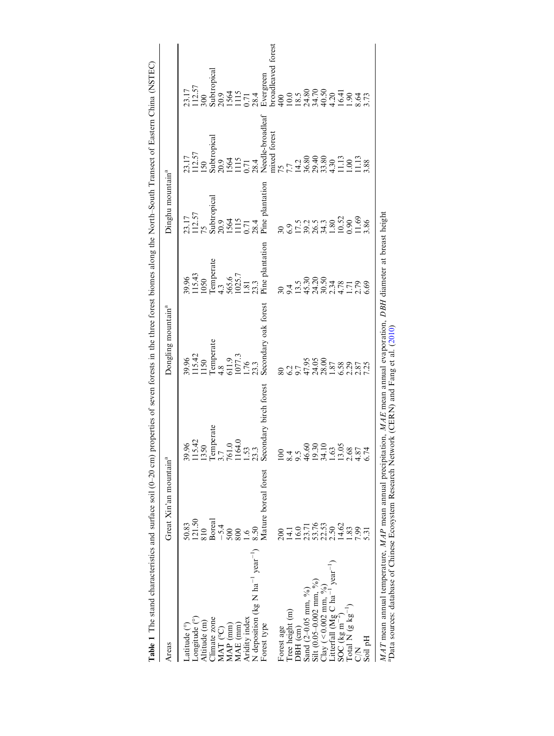**Table 1** The stand characteristics and surface soil (0–20 cm) properties of seven forests in the three forest biomes along the North–South Transect of Eastern China (NSTEC)

| Areas | Great Xin'an mountain[a] | Dongling mountain[a] | | | Dinghu mountain[a] | | |
|---|---|---|---|---|---|---|---|
| Latitude (°) | 50.83 | 39.96 | 39.96 | 39.96 | 23.17 | 23.17 | 23.17 |
| Longitude (°) | 121.50 | 115.42 | 115.42 | 115.43 | 112.57 | 112.57 | 112.57 |
| Altitude (m) | 810 | 1350 | 1150 | 1050 | 75 | 150 | 300 |
| Climate zone | Boreal | Temperate | Temperate | Temperate | Subtropical | Subtropical | Subtropical |
| MAT (°C) | −5.4 | 3.7 | 4.8 | 4.3 | 20.9 | 20.9 | 20.9 |
| MAP (mm) | 500 | 761.0 | 611.9 | 565.6 | 1564 | 1564 | 1564 |
| MAE (mm) | 800 | 1164.0 | 1077.3 | 1025.7 | 1115 | 1115 | 1115 |
| Aridity index | 1.6 | 1.53 | 1.76 | 1.81 | 0.71 | 0.71 | 0.71 |
| N deposition (kg N $ha^{-1}$ $year^{-1}$) | 8.50 | 23.3 | 23.3 | 23.3 | 28.4 | 28.4 | 28.4 |
| Forest type | Mature boreal forest | Secondary birch forest | Secondary oak forest | Pine plantation | Pine plantation | Needle-broadleaf mixed forest | Evergreen broadleaved forest |
| Forest age | 200 | 100 | 80 | 30 | 30 | 75 | 400 |
| Tree height (m) | 14.1 | 8.4 | 6.2 | 9.4 | 6.9 | 7.7 | 10.0 |
| DBH (cm) | 16.0 | 9.5 | 9.7 | 13.5 | 17.5 | 14.2 | 18.5 |
| Sand (2–0.05 mm, %) | 23.71 | 46.60 | 47.95 | 45.30 | 39.2 | 36.80 | 24.80 |
| Silt (0.05–0.002 mm, %) | 53.76 | 19.30 | 24.05 | 24.20 | 26.5 | 29.40 | 34.70 |
| Clay (<0.002 mm, %) | 22.53 | 34.10 | 28.00 | 30.50 | 34.3 | 33.80 | 40.50 |
| Litterfall (Mg C $ha^{-1}$ $year^{-1}$) | 2.50 | 1.63 | 1.87 | 2.34 | 1.80 | 4.30 | 4.20 |
| SOC (kg $m^{-2}$) | 14.62 | 13.05 | 6.58 | 4.78 | 10.52 | 11.13 | 16.41 |
| Total N (g $kg^{-1}$) | 1.83 | 2.68 | 2.29 | 1.71 | 0.90 | 1.00 | 1.90 |
| C/N | 7.99 | 4.87 | 2.87 | 2.79 | 11.69 | 11.13 | 8.64 |
| Soil pH | 5.31 | 6.74 | 7.25 | 6.69 | 3.86 | 3.88 | 3.73 |

*MAT* mean annual temperature, *MAP* mean annual precipitation, *MAE* mean annual evaporation, *DBH* diameter at breast height

[a] Data sources: database of Chinese Ecosystem Research Network (CERN) and Fang et al. (2010)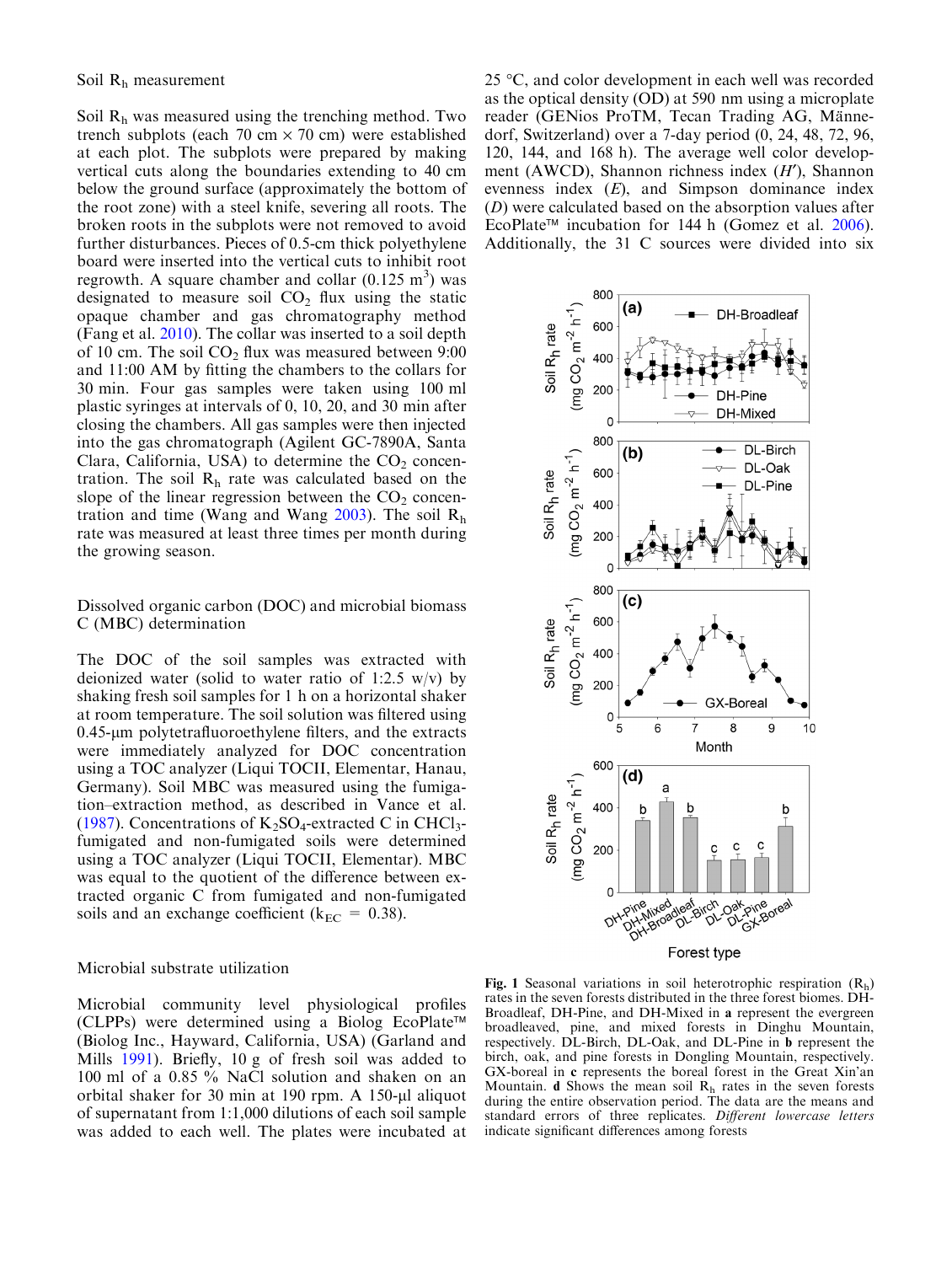### Soil $R_h$ measurement

Soil $R_h$ was measured using the trenching method. Two trench subplots (each 70 cm × 70 cm) were established at each plot. The subplots were prepared by making vertical cuts along the boundaries extending to 40 cm below the ground surface (approximately the bottom of the root zone) with a steel knife, severing all roots. The broken roots in the subplots were not removed to avoid further disturbances. Pieces of 0.5-cm thick polyethylene board were inserted into the vertical cuts to inhibit root regrowth. A square chamber and collar (0.125 $m^3$) was designated to measure soil $CO_2$ flux using the static opaque chamber and gas chromatography method (Fang et al. 2010). The collar was inserted to a soil depth of 10 cm. The soil $CO_2$ flux was measured between 9:00 and 11:00 AM by fitting the chambers to the collars for 30 min. Four gas samples were taken using 100 ml plastic syringes at intervals of 0, 10, 20, and 30 min after closing the chambers. All gas samples were then injected into the gas chromatograph (Agilent GC-7890A, Santa Clara, California, USA) to determine the $CO_2$ concentration. The soil $R_h$ rate was calculated based on the slope of the linear regression between the $CO_2$ concentration and time (Wang and Wang 2003). The soil $R_h$ rate was measured at least three times per month during the growing season.

### Dissolved organic carbon (DOC) and microbial biomass C (MBC) determination

The DOC of the soil samples was extracted with deionized water (solid to water ratio of 1:2.5 w/v) by shaking fresh soil samples for 1 h on a horizontal shaker at room temperature. The soil solution was filtered using 0.45-μm polytetrafluoroethylene filters, and the extracts were immediately analyzed for DOC concentration using a TOC analyzer (Liqui TOCII, Elementar, Hanau, Germany). Soil MBC was measured using the fumigation–extraction method, as described in Vance et al. (1987). Concentrations of $K_2SO_4$-extracted C in $CHCl_3$-fumigated and non-fumigated soils were determined using a TOC analyzer (Liqui TOCII, Elementar). MBC was equal to the quotient of the difference between extracted organic C from fumigated and non-fumigated soils and an exchange coefficient ($k_{EC}$ = 0.38).

### Microbial substrate utilization

Microbial community level physiological profiles (CLPPs) were determined using a Biolog EcoPlate™ (Biolog Inc., Hayward, California, USA) (Garland and Mills 1991). Briefly, 10 g of fresh soil was added to 100 ml of a 0.85 % NaCl solution and shaken on an orbital shaker for 30 min at 190 rpm. A 150-μl aliquot of supernatant from 1:1,000 dilutions of each soil sample was added to each well. The plates were incubated at 25 °C, and color development in each well was recorded as the optical density (OD) at 590 nm using a microplate reader (GENios ProTM, Tecan Trading AG, Männedorf, Switzerland) over a 7-day period (0, 24, 48, 72, 96, 120, 144, and 168 h). The average well color development (AWCD), Shannon richness index ($H'$), Shannon evenness index ($E$), and Simpson dominance index ($D$) were calculated based on the absorption values after EcoPlate™ incubation for 144 h (Gomez et al. 2006). Additionally, the 31 C sources were divided into six

**Fig. 1** Seasonal variations in soil heterotrophic respiration ($R_h$) rates in the seven forests distributed in the three forest biomes. DH-Broadleaf, DH-Pine, and DH-Mixed in **a** represent the evergreen broadleaved, pine, and mixed forests in Dinghu Mountain, respectively. DL-Birch, DL-Oak, and DL-Pine in **b** represent the birch, oak, and pine forests in Dongling Mountain, respectively. GX-boreal in **c** represents the boreal forest in the Great Xin'an Mountain. **d** Shows the mean soil $R_h$ rates in the seven forests during the entire observation period. The data are the means and standard errors of three replicates. *Different lowercase letters* indicate significant differences among forests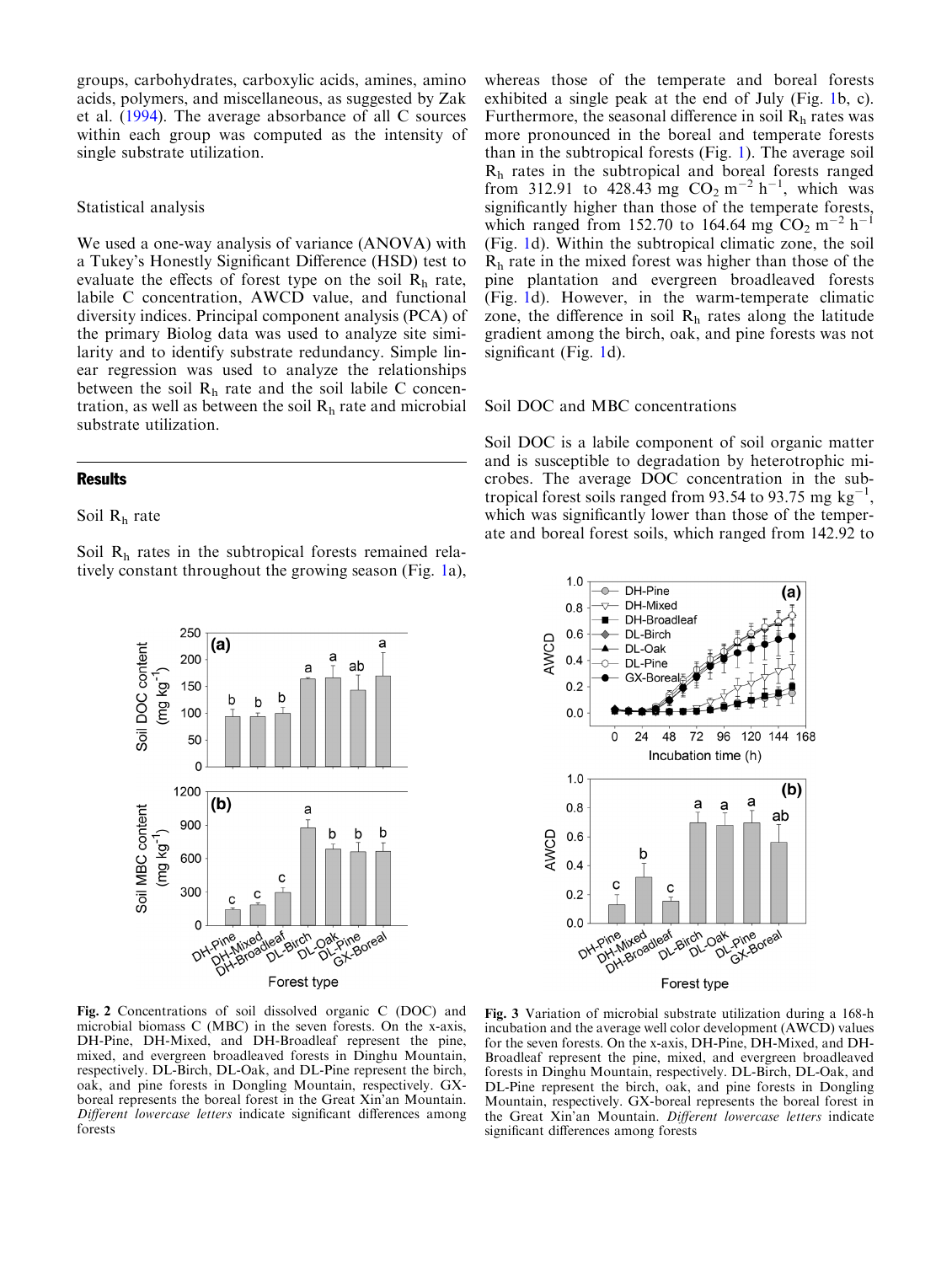groups, carbohydrates, carboxylic acids, amines, amino acids, polymers, and miscellaneous, as suggested by Zak et al. (1994). The average absorbance of all C sources within each group was computed as the intensity of single substrate utilization.

### Statistical analysis

We used a one-way analysis of variance (ANOVA) with a Tukey's Honestly Significant Difference (HSD) test to evaluate the effects of forest type on the soil $R_h$ rate, labile C concentration, AWCD value, and functional diversity indices. Principal component analysis (PCA) of the primary Biolog data was used to analyze site similarity and to identify substrate redundancy. Simple linear regression was used to analyze the relationships between the soil $R_h$ rate and the soil labile C concentration, as well as between the soil $R_h$ rate and microbial substrate utilization.

## Results

### Soil $R_h$ rate

Soil $R_h$ rates in the subtropical forests remained relatively constant throughout the growing season (Fig. 1a), whereas those of the temperate and boreal forests exhibited a single peak at the end of July (Fig. 1b, c). Furthermore, the seasonal difference in soil $R_h$ rates was more pronounced in the boreal and temperate forests than in the subtropical forests (Fig. 1). The average soil $R_h$ rates in the subtropical and boreal forests ranged from 312.91 to 428.43 mg $CO_2$ $m^{-2}$ $h^{-1}$, which was significantly higher than those of the temperate forests, which ranged from 152.70 to 164.64 mg $CO_2$ $m^{-2}$ $h^{-1}$ (Fig. 1d). Within the subtropical climatic zone, the soil $R_h$ rate in the mixed forest was higher than those of the pine plantation and evergreen broadleaved forests (Fig. 1d). However, in the warm-temperate climatic zone, the difference in soil $R_h$ rates along the latitude gradient among the birch, oak, and pine forests was not significant (Fig. 1d).

### Soil DOC and MBC concentrations

Soil DOC is a labile component of soil organic matter and is susceptible to degradation by heterotrophic microbes. The average DOC concentration in the subtropical forest soils ranged from 93.54 to 93.75 mg $kg^{-1}$, which was significantly lower than those of the temperate and boreal forest soils, which ranged from 142.92 to

**Fig. 2** Concentrations of soil dissolved organic C (DOC) and microbial biomass C (MBC) in the seven forests. On the x-axis, DH-Pine, DH-Mixed, and DH-Broadleaf represent the pine, mixed, and evergreen broadleaved forests in Dinghu Mountain, respectively. DL-Birch, DL-Oak, and DL-Pine represent the birch, oak, and pine forests in Dongling Mountain, respectively. GX-boreal represents the boreal forest in the Great Xin'an Mountain. *Different lowercase letters* indicate significant differences among forests

**Fig. 3** Variation of microbial substrate utilization during a 168-h incubation and the average well color development (AWCD) values for the seven forests. On the x-axis, DH-Pine, DH-Mixed, and DH-Broadleaf represent the pine, mixed, and evergreen broadleaved forests in Dinghu Mountain, respectively. DL-Birch, DL-Oak, and DL-Pine represent the birch, oak, and pine forests in Dongling Mountain, respectively. GX-boreal represents the boreal forest in the Great Xin'an Mountain. *Different lowercase letters* indicate significant differences among forests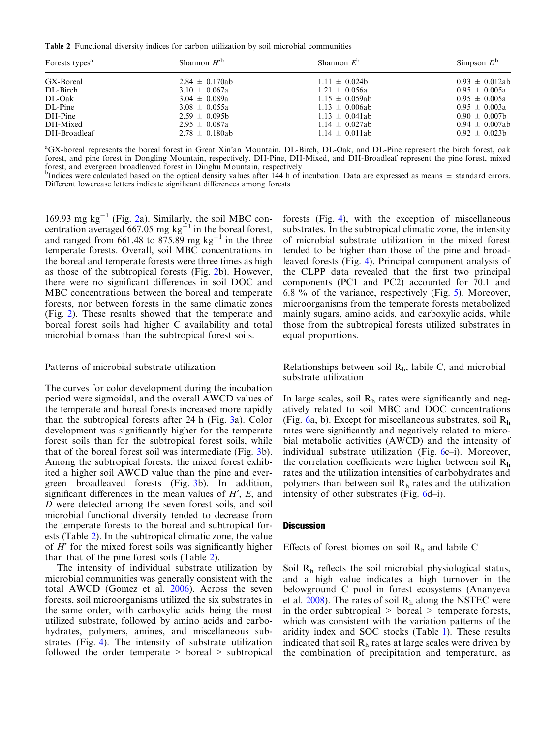**Table 2** Functional diversity indices for carbon utilization by soil microbial communities

| Forests types[a] | Shannon $H'$[b] | Shannon $E$[b] | Simpson $D$[b] |
|---|---|---|---|
| GX-Boreal | 2.84 ± 0.170ab | 1.11 ± 0.024b | 0.93 ± 0.012ab |
| DL-Birch | 3.10 ± 0.067a | 1.21 ± 0.056a | 0.95 ± 0.005a |
| DL-Oak | 3.04 ± 0.089a | 1.15 ± 0.059ab | 0.95 ± 0.005a |
| DL-Pine | 3.08 ± 0.055a | 1.13 ± 0.006ab | 0.95 ± 0.003a |
| DH-Pine | 2.59 ± 0.095b | 1.13 ± 0.041ab | 0.90 ± 0.007b |
| DH-Mixed | 2.95 ± 0.087a | 1.14 ± 0.027ab | 0.94 ± 0.007ab |
| DH-Broadleaf | 2.78 ± 0.180ab | 1.14 ± 0.011ab | 0.92 ± 0.023b |

[a]GX-boreal represents the boreal forest in Great Xin'an Mountain. DL-Birch, DL-Oak, and DL-Pine represent the birch forest, oak forest, and pine forest in Dongling Mountain, respectively. DH-Pine, DH-Mixed, and DH-Broadleaf represent the pine forest, mixed forest, and evergreen broadleaved forest in Dinghu Mountain, respectively

[b]Indices were calculated based on the optical density values after 144 h of incubation. Data are expressed as means ± standard errors. Different lowercase letters indicate significant differences among forests

169.93 mg $kg^{-1}$ (Fig. 2a). Similarly, the soil MBC concentration averaged 667.05 mg $kg^{-1}$ in the boreal forest, and ranged from 661.48 to 875.89 mg $kg^{-1}$ in the three temperate forests. Overall, soil MBC concentrations in the boreal and temperate forests were three times as high as those of the subtropical forests (Fig. 2b). However, there were no significant differences in soil DOC and MBC concentrations between the boreal and temperate forests, nor between forests in the same climatic zones (Fig. 2). These results showed that the temperate and boreal forest soils had higher C availability and total microbial biomass than the subtropical forest soils.

## Patterns of microbial substrate utilization

The curves for color development during the incubation period were sigmoidal, and the overall AWCD values of the temperate and boreal forests increased more rapidly than the subtropical forests after 24 h (Fig. 3a). Color development was significantly higher for the temperate forest soils than for the subtropical forest soils, while that of the boreal forest soil was intermediate (Fig. 3b). Among the subtropical forests, the mixed forest exhibited a higher soil AWCD value than the pine and evergreen broadleaved forests (Fig. 3b). In addition, significant differences in the mean values of $H'$, $E$, and $D$ were detected among the seven forest soils, and soil microbial functional diversity tended to decrease from the temperate forests to the boreal and subtropical forests (Table 2). In the subtropical climatic zone, the value of $H'$ for the mixed forest soils was significantly higher than that of the pine forest soils (Table 2).

The intensity of individual substrate utilization by microbial communities was generally consistent with the total AWCD (Gomez et al. 2006). Across the seven forests, soil microorganisms utilized the six substrates in the same order, with carboxylic acids being the most utilized substrate, followed by amino acids and carbohydrates, polymers, amines, and miscellaneous substrates (Fig. 4). The intensity of substrate utilization followed the order temperate > boreal > subtropical forests (Fig. 4), with the exception of miscellaneous substrates. In the subtropical climatic zone, the intensity of microbial substrate utilization in the mixed forest tended to be higher than those of the pine and broadleaved forests (Fig. 4). Principal component analysis of the CLPP data revealed that the first two principal components (PC1 and PC2) accounted for 70.1 and 6.8 % of the variance, respectively (Fig. 5). Moreover, microorganisms from the temperate forests metabolized mainly sugars, amino acids, and carboxylic acids, while those from the subtropical forests utilized substrates in equal proportions.

## Relationships between soil $R_h$, labile C, and microbial substrate utilization

In large scales, soil $R_h$ rates were significantly and negatively related to soil MBC and DOC concentrations (Fig. 6a, b). Except for miscellaneous substrates, soil $R_h$ rates were significantly and negatively related to microbial metabolic activities (AWCD) and the intensity of individual substrate utilization (Fig. 6c–i). Moreover, the correlation coefficients were higher between soil $R_h$ rates and the utilization intensities of carbohydrates and polymers than between soil $R_h$ rates and the utilization intensity of other substrates (Fig. 6d–i).

# Discussion

## Effects of forest biomes on soil $R_h$ and labile C

Soil $R_h$ reflects the soil microbial physiological status, and a high value indicates a high turnover in the belowground C pool in forest ecosystems (Ananyeva et al. 2008). The rates of soil $R_h$ along the NSTEC were in the order subtropical > boreal > temperate forests, which was consistent with the variation patterns of the aridity index and SOC stocks (Table 1). These results indicated that soil $R_h$ rates at large scales were driven by the combination of precipitation and temperature, as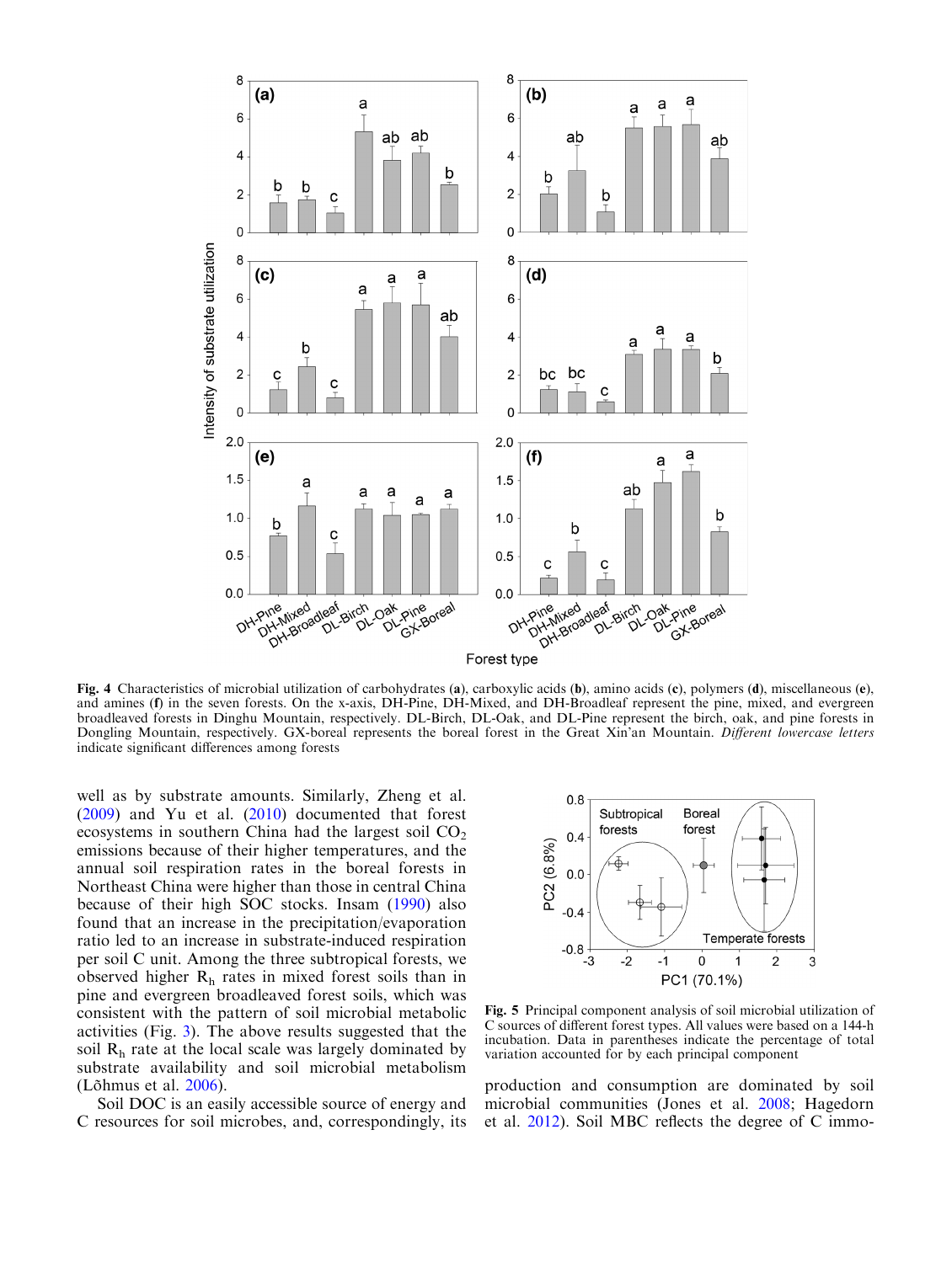Fig. 4 Characteristics of microbial utilization of carbohydrates (**a**), carboxylic acids (**b**), amino acids (**c**), polymers (**d**), miscellaneous (**e**), and amines (**f**) in the seven forests. On the x-axis, DH-Pine, DH-Mixed, and DH-Broadleaf represent the pine, mixed, and evergreen broadleaved forests in Dinghu Mountain, respectively. DL-Birch, DL-Oak, and DL-Pine represent the birch, oak, and pine forests in Dongling Mountain, respectively. GX-boreal represents the boreal forest in the Great Xin'an Mountain. *Different lowercase letters* indicate significant differences among forests

well as by substrate amounts. Similarly, Zheng et al. (2009) and Yu et al. (2010) documented that forest ecosystems in southern China had the largest soil $CO_2$ emissions because of their higher temperatures, and the annual soil respiration rates in the boreal forests in Northeast China were higher than those in central China because of their high SOC stocks. Insam (1990) also found that an increase in the precipitation/evaporation ratio led to an increase in substrate-induced respiration per soil C unit. Among the three subtropical forests, we observed higher $R_h$ rates in mixed forest soils than in pine and evergreen broadleaved forest soils, which was consistent with the pattern of soil microbial metabolic activities (Fig. 3). The above results suggested that the soil $R_h$ rate at the local scale was largely dominated by substrate availability and soil microbial metabolism (Lõhmus et al. 2006).

Soil DOC is an easily accessible source of energy and C resources for soil microbes, and, correspondingly, its production and consumption are dominated by soil microbial communities (Jones et al. 2008; Hagedorn et al. 2012). Soil MBC reflects the degree of C immo-

Fig. 5 Principal component analysis of soil microbial utilization of C sources of different forest types. All values were based on a 144-h incubation. Data in parentheses indicate the percentage of total variation accounted for by each principal component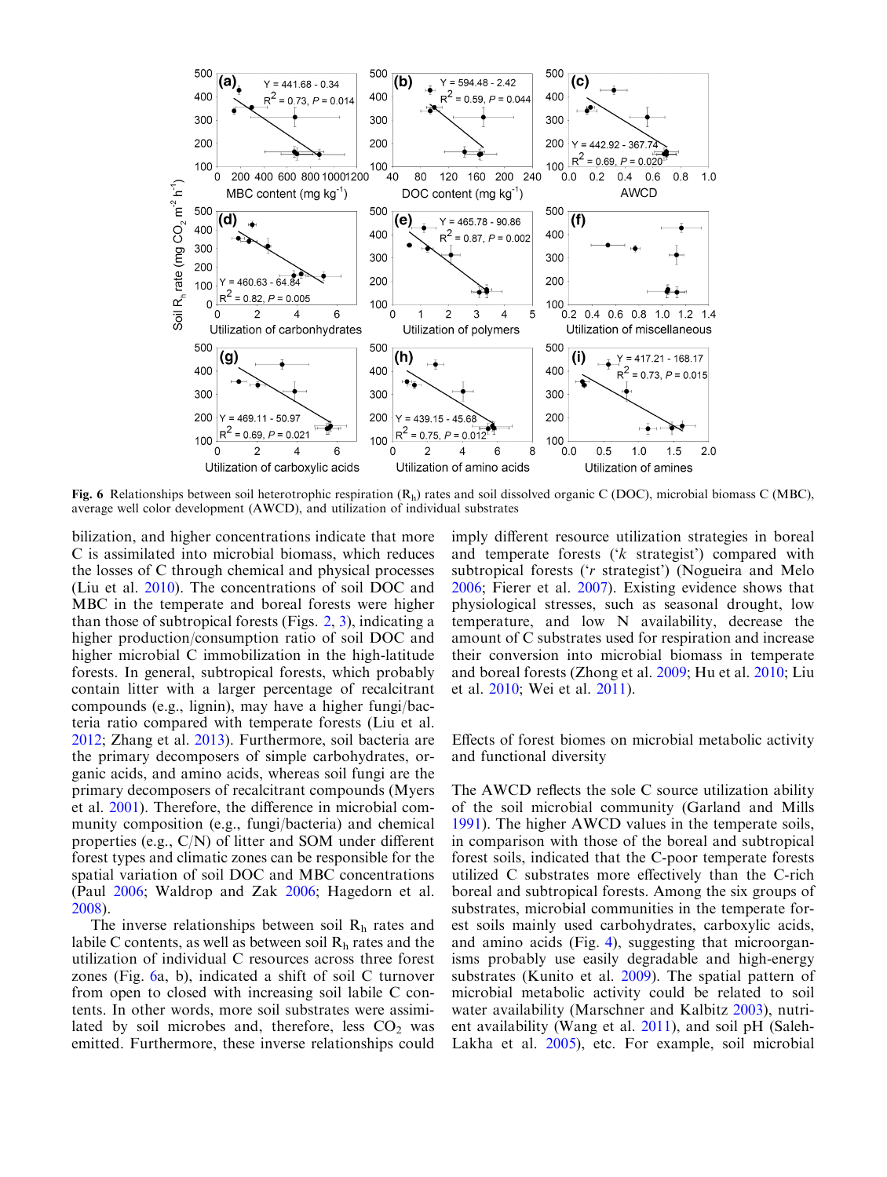**Fig. 6** Relationships between soil heterotrophic respiration ($R_h$) rates and soil dissolved organic C (DOC), microbial biomass C (MBC), average well color development (AWCD), and utilization of individual substrates

bilization, and higher concentrations indicate that more C is assimilated into microbial biomass, which reduces the losses of C through chemical and physical processes (Liu et al. 2010). The concentrations of soil DOC and MBC in the temperate and boreal forests were higher than those of subtropical forests (Figs. 2, 3), indicating a higher production/consumption ratio of soil DOC and higher microbial C immobilization in the high-latitude forests. In general, subtropical forests, which probably contain litter with a larger percentage of recalcitrant compounds (e.g., lignin), may have a higher fungi/bacteria ratio compared with temperate forests (Liu et al. 2012; Zhang et al. 2013). Furthermore, soil bacteria are the primary decomposers of simple carbohydrates, organic acids, and amino acids, whereas soil fungi are the primary decomposers of recalcitrant compounds (Myers et al. 2001). Therefore, the difference in microbial community composition (e.g., fungi/bacteria) and chemical properties (e.g., C/N) of litter and SOM under different forest types and climatic zones can be responsible for the spatial variation of soil DOC and MBC concentrations (Paul 2006; Waldrop and Zak 2006; Hagedorn et al. 2008).

The inverse relationships between soil $R_h$ rates and labile C contents, as well as between soil $R_h$ rates and the utilization of individual C resources across three forest zones (Fig. 6a, b), indicated a shift of soil C turnover from open to closed with increasing soil labile C contents. In other words, more soil substrates were assimilated by soil microbes and, therefore, less $CO_2$ was emitted. Furthermore, these inverse relationships could imply different resource utilization strategies in boreal and temperate forests ('*k* strategist') compared with subtropical forests ('*r* strategist') (Nogueira and Melo 2006; Fierer et al. 2007). Existing evidence shows that physiological stresses, such as seasonal drought, low temperature, and low N availability, decrease the amount of C substrates used for respiration and increase their conversion into microbial biomass in temperate and boreal forests (Zhong et al. 2009; Hu et al. 2010; Liu et al. 2010; Wei et al. 2011).

## Effects of forest biomes on microbial metabolic activity and functional diversity

The AWCD reflects the sole C source utilization ability of the soil microbial community (Garland and Mills 1991). The higher AWCD values in the temperate soils, in comparison with those of the boreal and subtropical forest soils, indicated that the C-poor temperate forests utilized C substrates more effectively than the C-rich boreal and subtropical forests. Among the six groups of substrates, microbial communities in the temperate forest soils mainly used carbohydrates, carboxylic acids, and amino acids (Fig. 4), suggesting that microorganisms probably use easily degradable and high-energy substrates (Kunito et al. 2009). The spatial pattern of microbial metabolic activity could be related to soil water availability (Marschner and Kalbitz 2003), nutrient availability (Wang et al. 2011), and soil pH (Saleh-Lakha et al. 2005), etc. For example, soil microbial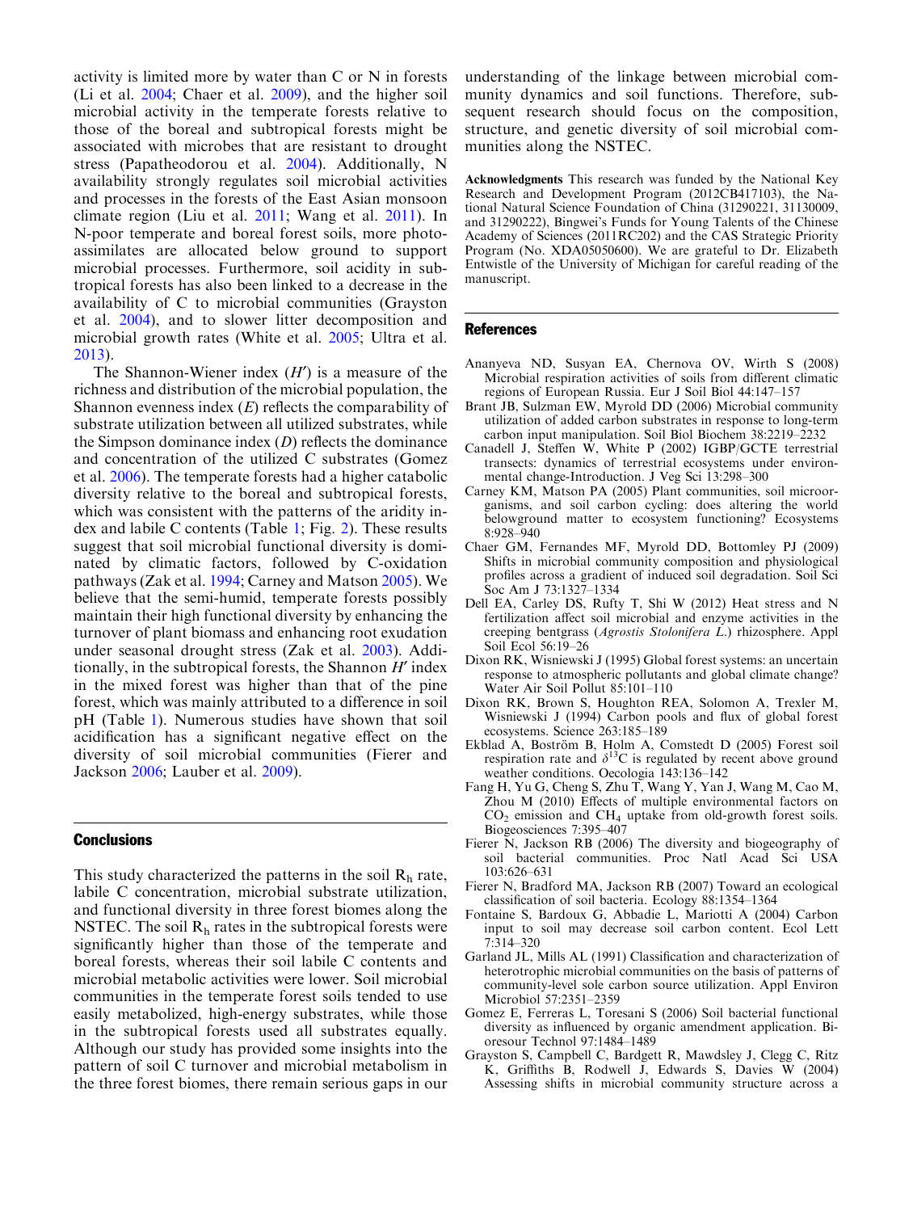activity is limited more by water than C or N in forests (Li et al. 2004; Chaer et al. 2009), and the higher soil microbial activity in the temperate forests relative to those of the boreal and subtropical forests might be associated with microbes that are resistant to drought stress (Papatheodorou et al. 2004). Additionally, N availability strongly regulates soil microbial activities and processes in the forests of the East Asian monsoon climate region (Liu et al. 2011; Wang et al. 2011). In N-poor temperate and boreal forest soils, more photo-assimilates are allocated below ground to support microbial processes. Furthermore, soil acidity in subtropical forests has also been linked to a decrease in the availability of C to microbial communities (Grayston et al. 2004), and to slower litter decomposition and microbial growth rates (White et al. 2005; Ultra et al. 2013).

The Shannon-Wiener index ($H'$) is a measure of the richness and distribution of the microbial population, the Shannon evenness index ($E$) reflects the comparability of substrate utilization between all utilized substrates, while the Simpson dominance index ($D$) reflects the dominance and concentration of the utilized C substrates (Gomez et al. 2006). The temperate forests had a higher catabolic diversity relative to the boreal and subtropical forests, which was consistent with the patterns of the aridity index and labile C contents (Table 1; Fig. 2). These results suggest that soil microbial functional diversity is dominated by climatic factors, followed by C-oxidation pathways (Zak et al. 1994; Carney and Matson 2005). We believe that the semi-humid, temperate forests possibly maintain their high functional diversity by enhancing the turnover of plant biomass and enhancing root exudation under seasonal drought stress (Zak et al. 2003). Additionally, in the subtropical forests, the Shannon $H'$ index in the mixed forest was higher than that of the pine forest, which was mainly attributed to a difference in soil pH (Table 1). Numerous studies have shown that soil acidification has a significant negative effect on the diversity of soil microbial communities (Fierer and Jackson 2006; Lauber et al. 2009).

## Conclusions

This study characterized the patterns in the soil $R_h$ rate, labile C concentration, microbial substrate utilization, and functional diversity in three forest biomes along the NSTEC. The soil $R_h$ rates in the subtropical forests were significantly higher than those of the temperate and boreal forests, whereas their soil labile C contents and microbial metabolic activities were lower. Soil microbial communities in the temperate forest soils tended to use easily metabolized, high-energy substrates, while those in the subtropical forests used all substrates equally. Although our study has provided some insights into the pattern of soil C turnover and microbial metabolism in the three forest biomes, there remain serious gaps in our understanding of the linkage between microbial community dynamics and soil functions. Therefore, subsequent research should focus on the composition, structure, and genetic diversity of soil microbial communities along the NSTEC.

**Acknowledgments** This research was funded by the National Key Research and Development Program (2012CB417103), the National Natural Science Foundation of China (31290221, 31130009, and 31290222), Bingwei's Funds for Young Talents of the Chinese Academy of Sciences (2011RC202) and the CAS Strategic Priority Program (No. XDA05050600). We are grateful to Dr. Elizabeth Entwistle of the University of Michigan for careful reading of the manuscript.

## References

Ananyeva ND, Susyan EA, Chernova OV, Wirth S (2008) Microbial respiration activities of soils from different climatic regions of European Russia. Eur J Soil Biol 44:147–157

Brant JB, Sulzman EW, Myrold DD (2006) Microbial community utilization of added carbon substrates in response to long-term carbon input manipulation. Soil Biol Biochem 38:2219–2232

Canadell J, Steffen W, White P (2002) IGBP/GCTE terrestrial transects: dynamics of terrestrial ecosystems under environmental change-Introduction. J Veg Sci 13:298–300

Carney KM, Matson PA (2005) Plant communities, soil microorganisms, and soil carbon cycling: does altering the world belowground matter to ecosystem functioning? Ecosystems 8:928–940

Chaer GM, Fernandes MF, Myrold DD, Bottomley PJ (2009) Shifts in microbial community composition and physiological profiles across a gradient of induced soil degradation. Soil Sci Soc Am J 73:1327–1334

Dell EA, Carley DS, Rufty T, Shi W (2012) Heat stress and N fertilization affect soil microbial and enzyme activities in the creeping bentgrass (*Agrostis Stolonifera L.*) rhizosphere. Appl Soil Ecol 56:19–26

Dixon RK, Wisniewski J (1995) Global forest systems: an uncertain response to atmospheric pollutants and global climate change? Water Air Soil Pollut 85:101–110

Dixon RK, Brown S, Houghton REA, Solomon A, Trexler M, Wisniewski J (1994) Carbon pools and flux of global forest ecosystems. Science 263:185–189

Ekblad A, Boström B, Holm A, Comstedt D (2005) Forest soil respiration rate and $\delta^{13}C$ is regulated by recent above ground weather conditions. Oecologia 143:136–142

Fang H, Yu G, Cheng S, Zhu T, Wang Y, Yan J, Wang M, Cao M, Zhou M (2010) Effects of multiple environmental factors on $CO_2$ emission and $CH_4$ uptake from old-growth forest soils. Biogeosciences 7:395–407

Fierer N, Jackson RB (2006) The diversity and biogeography of soil bacterial communities. Proc Natl Acad Sci USA 103:626–631

Fierer N, Bradford MA, Jackson RB (2007) Toward an ecological classification of soil bacteria. Ecology 88:1354–1364

Fontaine S, Bardoux G, Abbadie L, Mariotti A (2004) Carbon input to soil may decrease soil carbon content. Ecol Lett 7:314–320

Garland JL, Mills AL (1991) Classification and characterization of heterotrophic microbial communities on the basis of patterns of community-level sole carbon source utilization. Appl Environ Microbiol 57:2351–2359

Gomez E, Ferreras L, Toresani S (2006) Soil bacterial functional diversity as influenced by organic amendment application. Bioresour Technol 97:1484–1489

Grayston S, Campbell C, Bardgett R, Mawdsley J, Clegg C, Ritz K, Griffiths B, Rodwell J, Edwards S, Davies W (2004) Assessing shifts in microbial community structure across a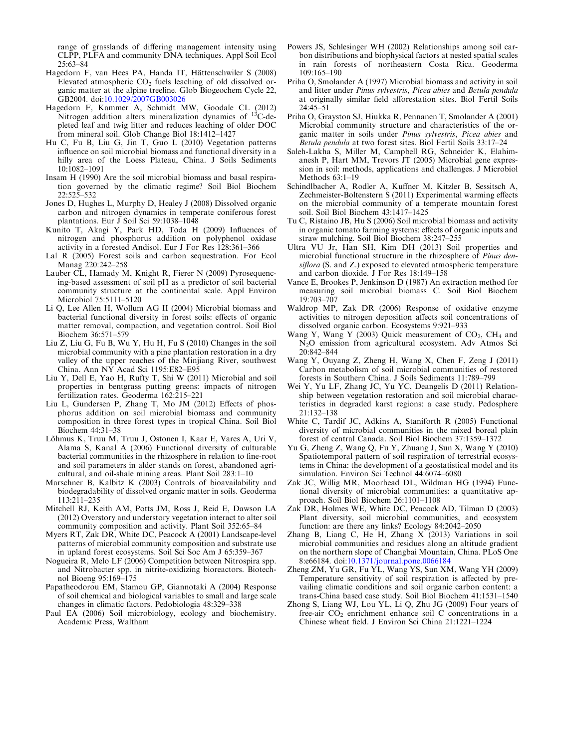range of grasslands of differing management intensity using CLPP, PLFA and community DNA techniques. Appl Soil Ecol 25:63–84

Hagedorn F, van Hees PA, Handa IT, Hättenschwiler S (2008) Elevated atmospheric $CO_2$ fuels leaching of old dissolved organic matter at the alpine treeline. Glob Biogeochem Cycle 22, GB2004. doi:10.1029/2007GB003026

Hagedorn F, Kammer A, Schmidt MW, Goodale CL (2012) Nitrogen addition alters mineralization dynamics of $^{13}C$-depleted leaf and twig litter and reduces leaching of older DOC from mineral soil. Glob Change Biol 18:1412–1427

Hu C, Fu B, Liu G, Jin T, Guo L (2010) Vegetation patterns influence on soil microbial biomass and functional diversity in a hilly area of the Loess Plateau, China. J Soils Sediments 10:1082–1091

Insam H (1990) Are the soil microbial biomass and basal respiration governed by the climatic regime? Soil Biol Biochem 22:525–532

Jones D, Hughes L, Murphy D, Healey J (2008) Dissolved organic carbon and nitrogen dynamics in temperate coniferous forest plantations. Eur J Soil Sci 59:1038–1048

Kunito T, Akagi Y, Park HD, Toda H (2009) Influences of nitrogen and phosphorus addition on polyphenol oxidase activity in a forested Andisol. Eur J For Res 128:361–366

Lal R (2005) Forest soils and carbon sequestration. For Ecol Manag 220:242–258

Lauber CL, Hamady M, Knight R, Fierer N (2009) Pyrosequencing-based assessment of soil pH as a predictor of soil bacterial community structure at the continental scale. Appl Environ Microbiol 75:5111–5120

Li Q, Lee Allen H, Wollum AG II (2004) Microbial biomass and bacterial functional diversity in forest soils: effects of organic matter removal, compaction, and vegetation control. Soil Biol Biochem 36:571–579

Liu Z, Liu G, Fu B, Wu Y, Hu H, Fu S (2010) Changes in the soil microbial community with a pine plantation restoration in a dry valley of the upper reaches of the Minjiang River, southwest China. Ann NY Acad Sci 1195:E82–E95

Liu Y, Dell E, Yao H, Rufty T, Shi W (2011) Microbial and soil properties in bentgrass putting greens: impacts of nitrogen fertilization rates. Geoderma 162:215–221

Liu L, Gundersen P, Zhang T, Mo JM (2012) Effects of phosphorus addition on soil microbial biomass and community composition in three forest types in tropical China. Soil Biol Biochem 44:31–38

Lõhmus K, Truu M, Truu J, Ostonen I, Kaar E, Vares A, Uri V, Alama S, Kanal A (2006) Functional diversity of culturable bacterial communities in the rhizosphere in relation to fine-root and soil parameters in alder stands on forest, abandoned agricultural, and oil-shale mining areas. Plant Soil 283:1–10

Marschner B, Kalbitz K (2003) Controls of bioavailability and biodegradability of dissolved organic matter in soils. Geoderma 113:211–235

Mitchell RJ, Keith AM, Potts JM, Ross J, Reid E, Dawson LA (2012) Overstory and understory vegetation interact to alter soil community composition and activity. Plant Soil 352:65–84

Myers RT, Zak DR, White DC, Peacock A (2001) Landscape-level patterns of microbial community composition and substrate use in upland forest ecosystems. Soil Sci Soc Am J 65:359–367

Nogueira R, Melo LF (2006) Competition between Nitrospira spp. and Nitrobacter spp. in nitrite-oxidizing bioreactors. Biotechnol Bioeng 95:169–175

Papatheodorou EM, Stamou GP, Giannotaki A (2004) Response of soil chemical and biological variables to small and large scale changes in climatic factors. Pedobiologia 48:329–338

Paul EA (2006) Soil microbiology, ecology and biochemistry. Academic Press, Waltham

Powers JS, Schlesinger WH (2002) Relationships among soil carbon distributions and biophysical factors at nested spatial scales in rain forests of northeastern Costa Rica. Geoderma 109:165–190

Priha O, Smolander A (1997) Microbial biomass and activity in soil and litter under *Pinus sylvestris*, *Picea abies* and *Betula pendula* at originally similar field afforestation sites. Biol Fertil Soils 24:45–51

Priha O, Grayston SJ, Hiukka R, Pennanen T, Smolander A (2001) Microbial community structure and characteristics of the organic matter in soils under *Pinus sylvestris*, *Picea abies* and *Betula pendula* at two forest sites. Biol Fertil Soils 33:17–24

Saleh-Lakha S, Miller M, Campbell RG, Schneider K, Elahimanesh P, Hart MM, Trevors JT (2005) Microbial gene expression in soil: methods, applications and challenges. J Microbiol Methods 63:1–19

Schindlbacher A, Rodler A, Kuffner M, Kitzler B, Sessitsch A, Zechmeister-Boltenstern S (2011) Experimental warming effects on the microbial community of a temperate mountain forest soil. Soil Biol Biochem 43:1417–1425

Tu C, Ristaino JB, Hu S (2006) Soil microbial biomass and activity in organic tomato farming systems: effects of organic inputs and straw mulching. Soil Biol Biochem 38:247–255

Ultra VU Jr, Han SH, Kim DH (2013) Soil properties and microbial functional structure in the rhizosphere of *Pinus densiflora* (S. and Z.) exposed to elevated atmospheric temperature and carbon dioxide. J For Res 18:149–158

Vance E, Brookes P, Jenkinson D (1987) An extraction method for measuring soil microbial biomass C. Soil Biol Biochem 19:703–707

Waldrop MP, Zak DR (2006) Response of oxidative enzyme activities to nitrogen deposition affects soil concentrations of dissolved organic carbon. Ecosystems 9:921–933

Wang Y, Wang Y (2003) Quick measurement of $CO_2$, $CH_4$ and $N_2O$ emission from agricultural ecosystem. Adv Atmos Sci 20:842–844

Wang Y, Ouyang Z, Zheng H, Wang X, Chen F, Zeng J (2011) Carbon metabolism of soil microbial communities of restored forests in Southern China. J Soils Sediments 11:789–799

Wei Y, Yu LF, Zhang JC, Yu YC, Deangelis D (2011) Relationship between vegetation restoration and soil microbial characteristics in degraded karst regions: a case study. Pedosphere 21:132–138

White C, Tardif JC, Adkins A, Staniforth R (2005) Functional diversity of microbial communities in the mixed boreal plain forest of central Canada. Soil Biol Biochem 37:1359–1372

Yu G, Zheng Z, Wang Q, Fu Y, Zhuang J, Sun X, Wang Y (2010) Spatiotemporal pattern of soil respiration of terrestrial ecosystems in China: the development of a geostatistical model and its simulation. Environ Sci Technol 44:6074–6080

Zak JC, Willig MR, Moorhead DL, Wildman HG (1994) Functional diversity of microbial communities: a quantitative approach. Soil Biol Biochem 26:1101–1108

Zak DR, Holmes WE, White DC, Peacock AD, Tilman D (2003) Plant diversity, soil microbial communities, and ecosystem function: are there any links? Ecology 84:2042–2050

Zhang B, Liang C, He H, Zhang X (2013) Variations in soil microbial communities and residues along an altitude gradient on the northern slope of Changbai Mountain, China. PLoS One 8:e66184. doi:10.1371/journal.pone.0066184

Zheng ZM, Yu GR, Fu YL, Wang YS, Sun XM, Wang YH (2009) Temperature sensitivity of soil respiration is affected by prevailing climatic conditions and soil organic carbon content: a trans-China based case study. Soil Biol Biochem 41:1531–1540

Zhong S, Liang WJ, Lou YL, Li Q, Zhu JG (2009) Four years of free-air $CO_2$ enrichment enhance soil C concentrations in a Chinese wheat field. J Environ Sci China 21:1221–1224